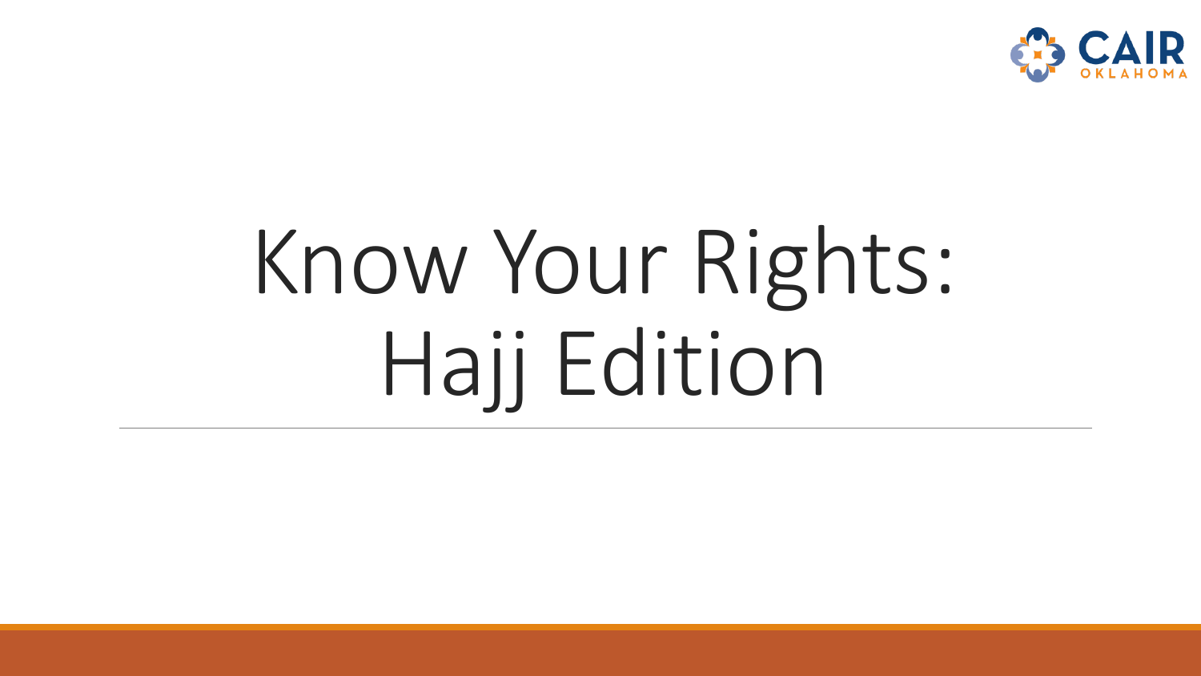CAIR OKLAHOMA

# Know Your Rights: Hajj Edition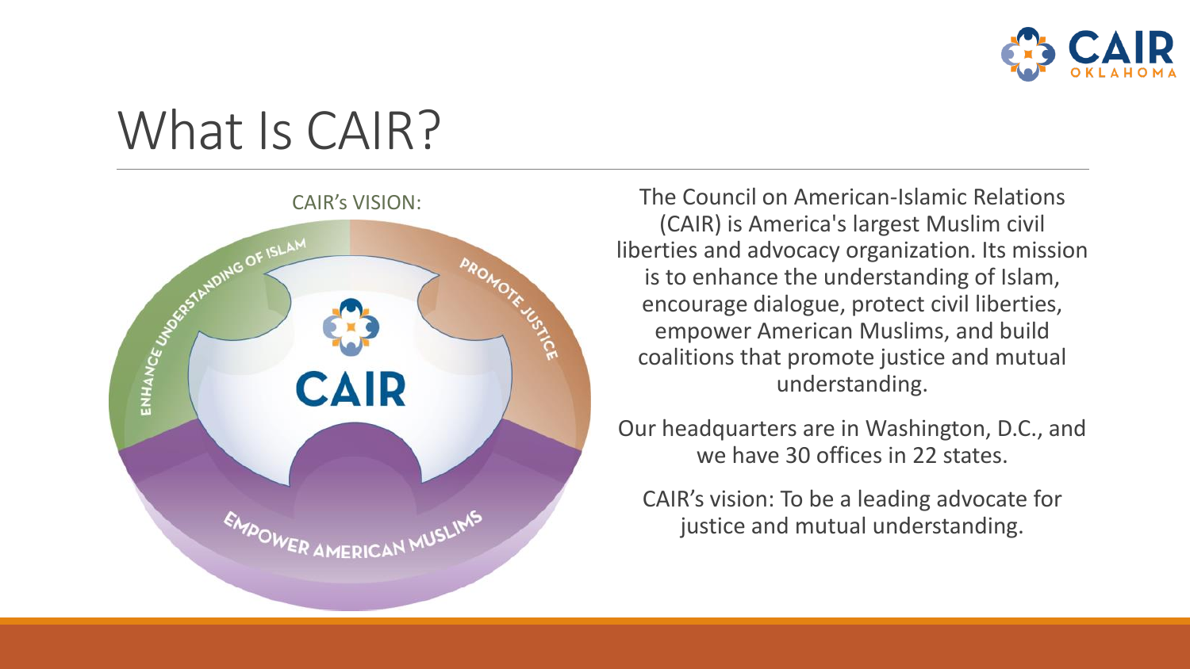# What Is CAIR?

CAIR's VISION:

ENHANCE UNDERSTANDING OF ISLAM

PROMOTE JUSTICE

CAIR

EMPOWER AMERICAN MUSLIMS

The Council on American-Islamic Relations (CAIR) is America's largest Muslim civil liberties and advocacy organization. Its mission is to enhance the understanding of Islam, encourage dialogue, protect civil liberties, empower American Muslims, and build coalitions that promote justice and mutual understanding.

Our headquarters are in Washington, D.C., and we have 30 offices in 22 states.

CAIR's vision: To be a leading advocate for justice and mutual understanding.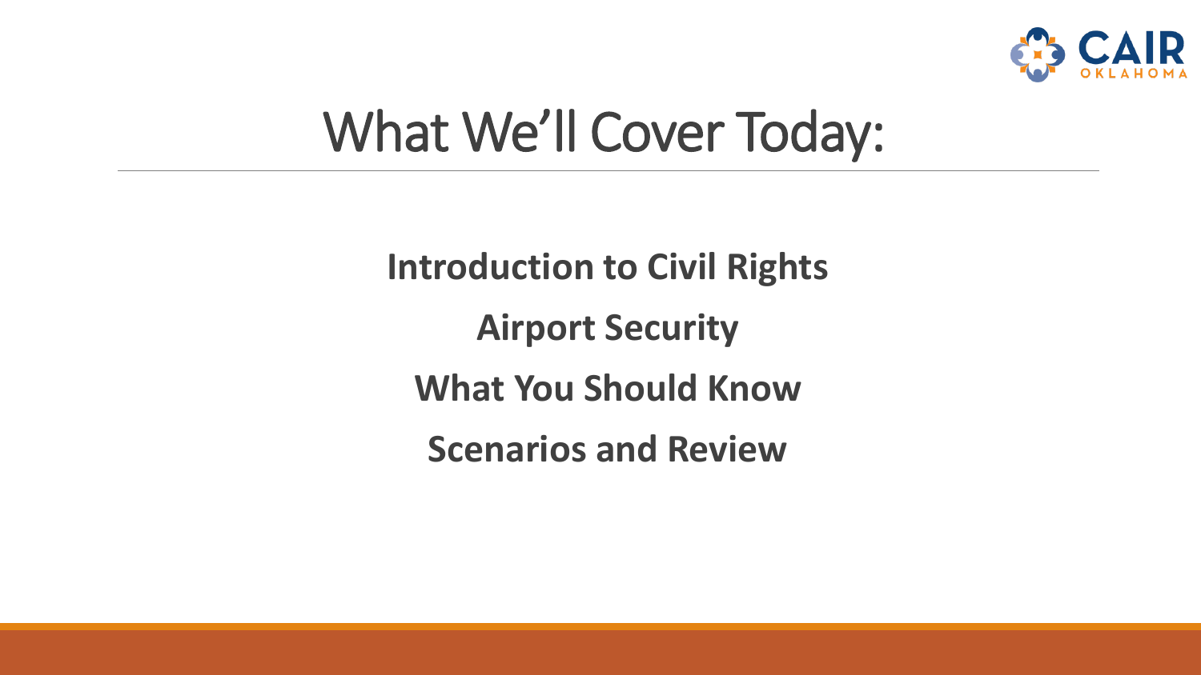# What We'll Cover Today:

**Introduction to Civil Rights**

**Airport Security**

**What You Should Know**

**Scenarios and Review**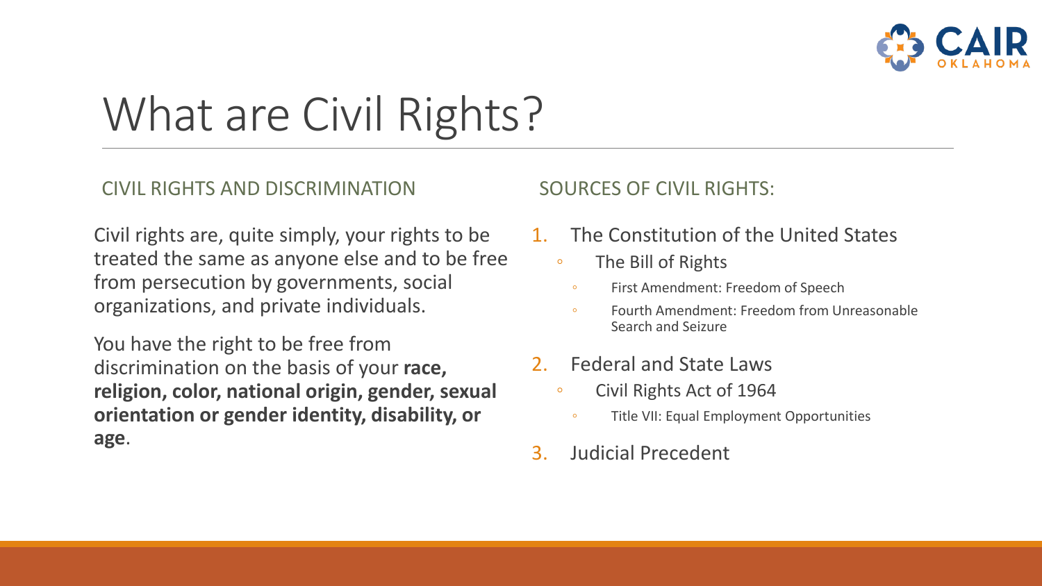# What are Civil Rights?

## CIVIL RIGHTS AND DISCRIMINATION

Civil rights are, quite simply, your rights to be treated the same as anyone else and to be free from persecution by governments, social organizations, and private individuals.

You have the right to be free from discrimination on the basis of your **race, religion, color, national origin, gender, sexual orientation or gender identity, disability, or age**.

## SOURCES OF CIVIL RIGHTS:

1. The Constitution of the United States
   - The Bill of Rights
     - First Amendment: Freedom of Speech
     - Fourth Amendment: Freedom from Unreasonable Search and Seizure
2. Federal and State Laws
   - Civil Rights Act of 1964
     - Title VII: Equal Employment Opportunities
3. Judicial Precedent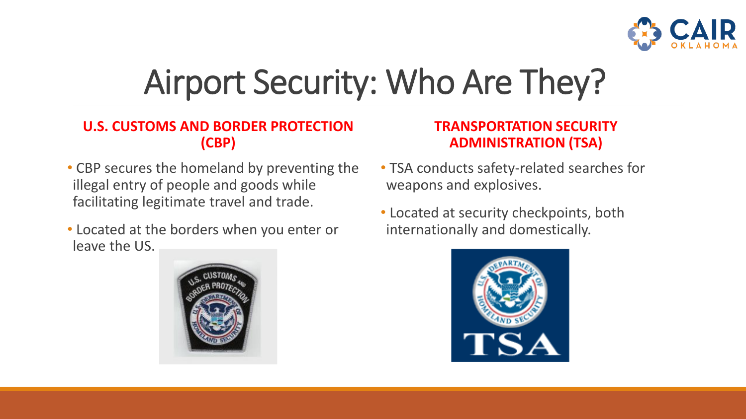# Airport Security: Who Are They?

## U.S. CUSTOMS AND BORDER PROTECTION (CBP)

- CBP secures the homeland by preventing the illegal entry of people and goods while facilitating legitimate travel and trade.
- Located at the borders when you enter or leave the US.

## TRANSPORTATION SECURITY ADMINISTRATION (TSA)

- TSA conducts safety-related searches for weapons and explosives.
- Located at security checkpoints, both internationally and domestically.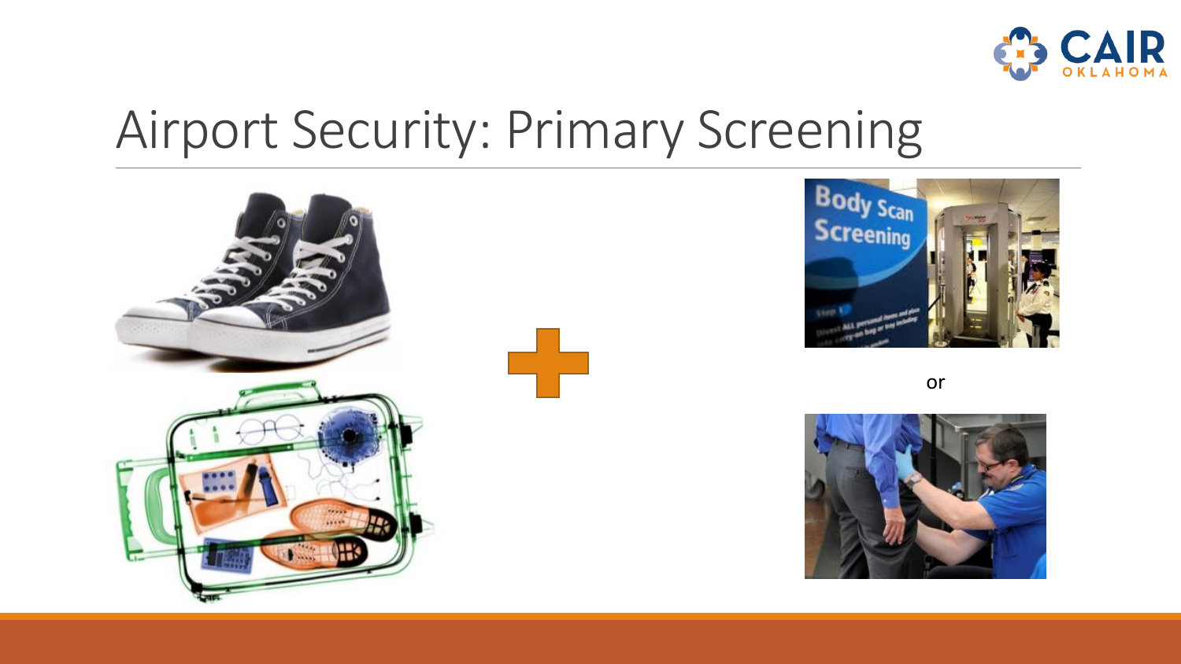# Airport Security: Primary Screening

or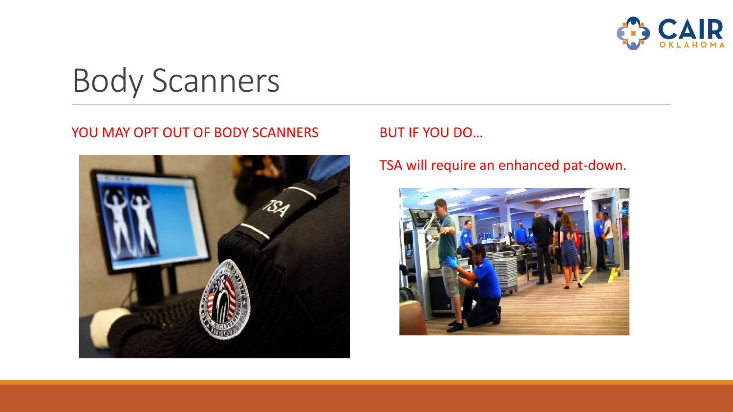# Body Scanners

YOU MAY OPT OUT OF BODY SCANNERS

BUT IF YOU DO…

TSA will require an enhanced pat-down.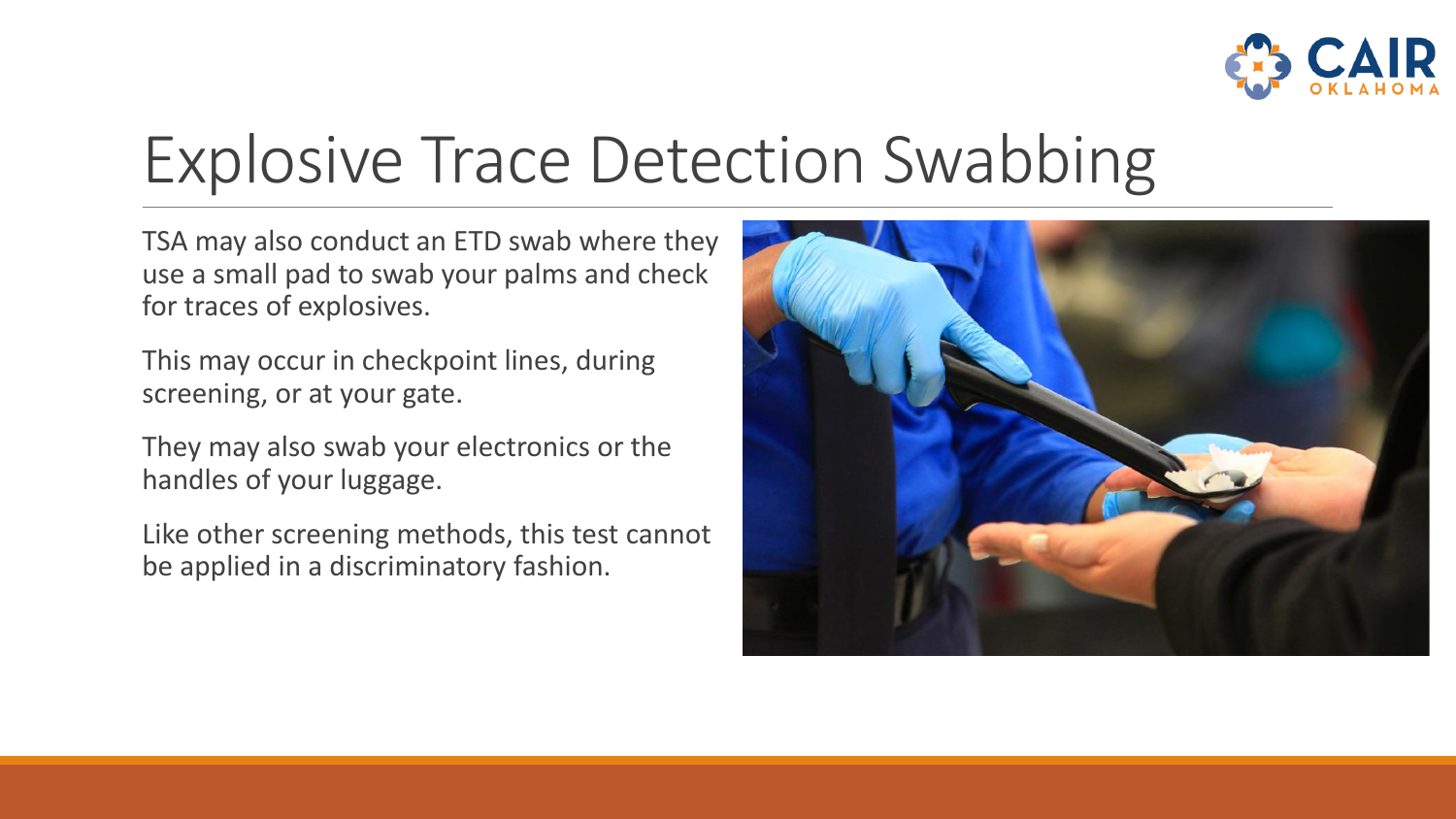# Explosive Trace Detection Swabbing

TSA may also conduct an ETD swab where they use a small pad to swab your palms and check for traces of explosives.

This may occur in checkpoint lines, during screening, or at your gate.

They may also swab your electronics or the handles of your luggage.

Like other screening methods, this test cannot be applied in a discriminatory fashion.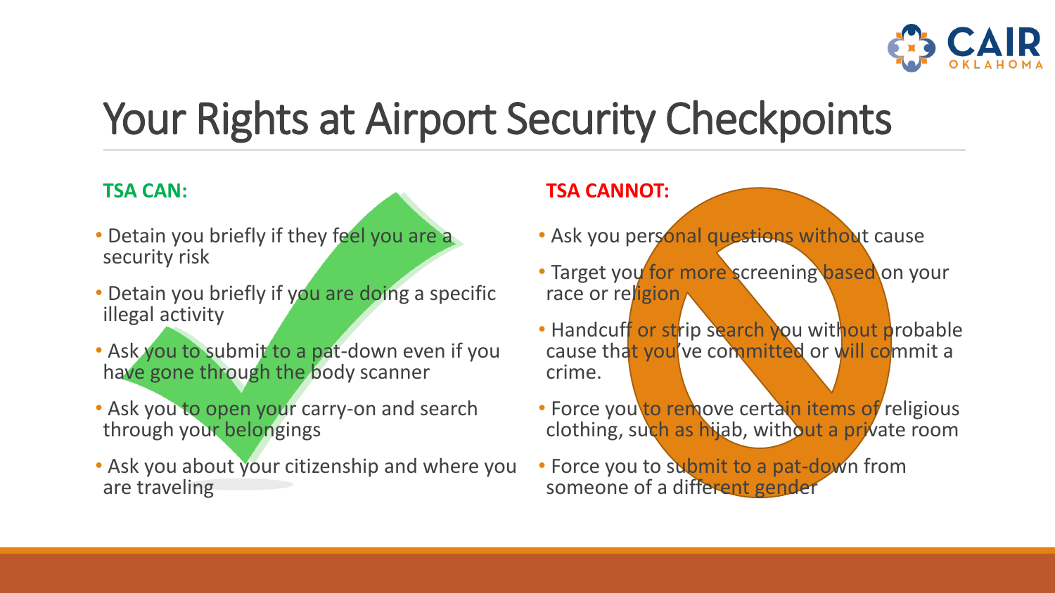# Your Rights at Airport Security Checkpoints

**TSA CAN:**

- Detain you briefly if they feel you are a security risk
- Detain you briefly if you are doing a specific illegal activity
- Ask you to submit to a pat-down even if you have gone through the body scanner
- Ask you to open your carry-on and search through your belongings
- Ask you about your citizenship and where you are traveling

**TSA CANNOT:**

- Ask you personal questions without cause
- Target you for more screening based on your race or religion
- Handcuff or strip search you without probable cause that you've committed or will commit a crime.
- Force you to remove certain items of religious clothing, such as hijab, without a private room
- Force you to submit to a pat-down from someone of a different gender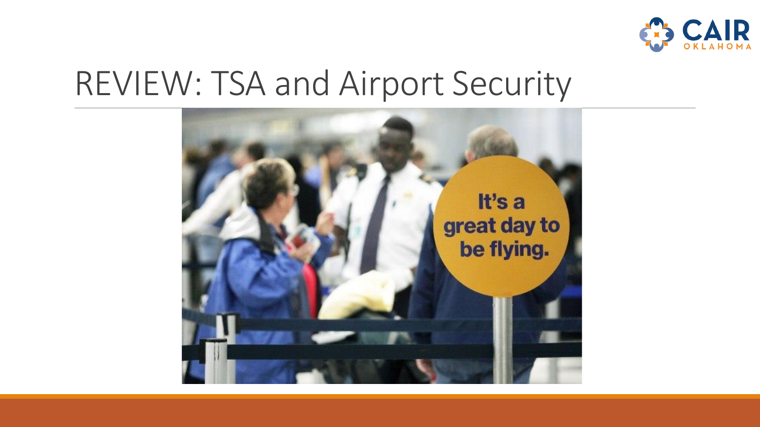# REVIEW: TSA and Airport Security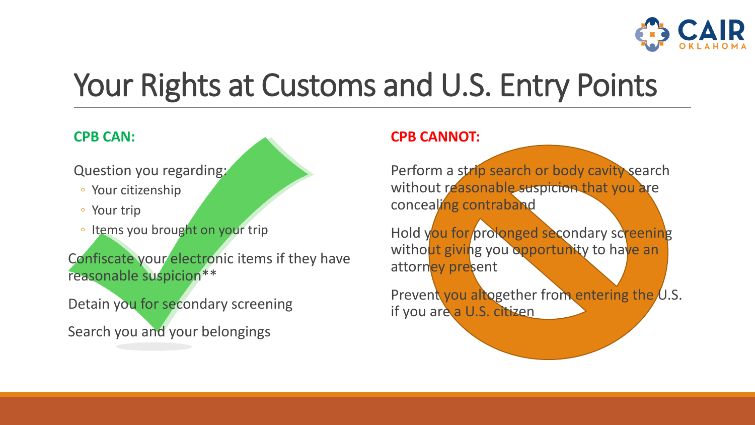# Your Rights at Customs and U.S. Entry Points

**CPB CAN:**

Question you regarding:

- Your citizenship
- Your trip
- Items you brought on your trip

Confiscate your electronic items if they have reasonable suspicion**

Detain you for secondary screening

Search you and your belongings

**CPB CANNOT:**

Perform a strip search or body cavity search without reasonable suspicion that you are concealing contraband

Hold you for prolonged secondary screening without giving you opportunity to have an attorney present

Prevent you altogether from entering the U.S. if you are a U.S. citizen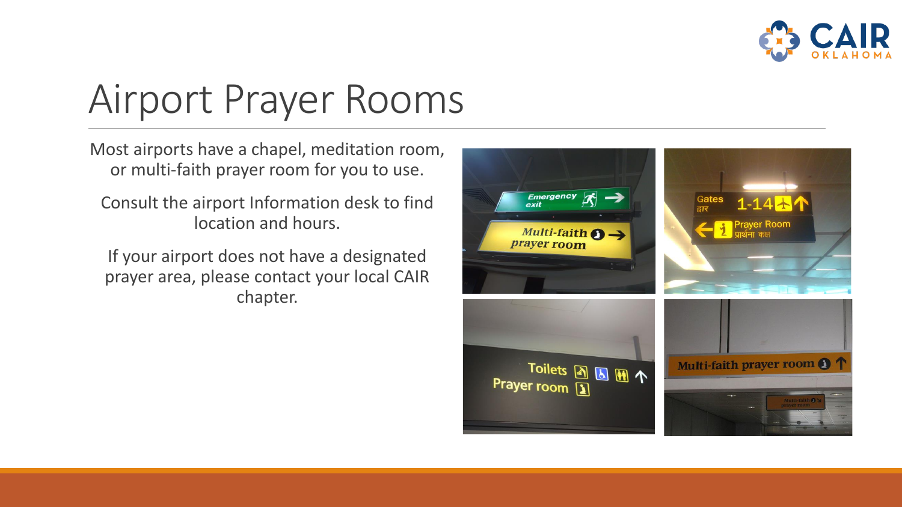# Airport Prayer Rooms

Most airports have a chapel, meditation room, or multi-faith prayer room for you to use.

Consult the airport Information desk to find location and hours.

If your airport does not have a designated prayer area, please contact your local CAIR chapter.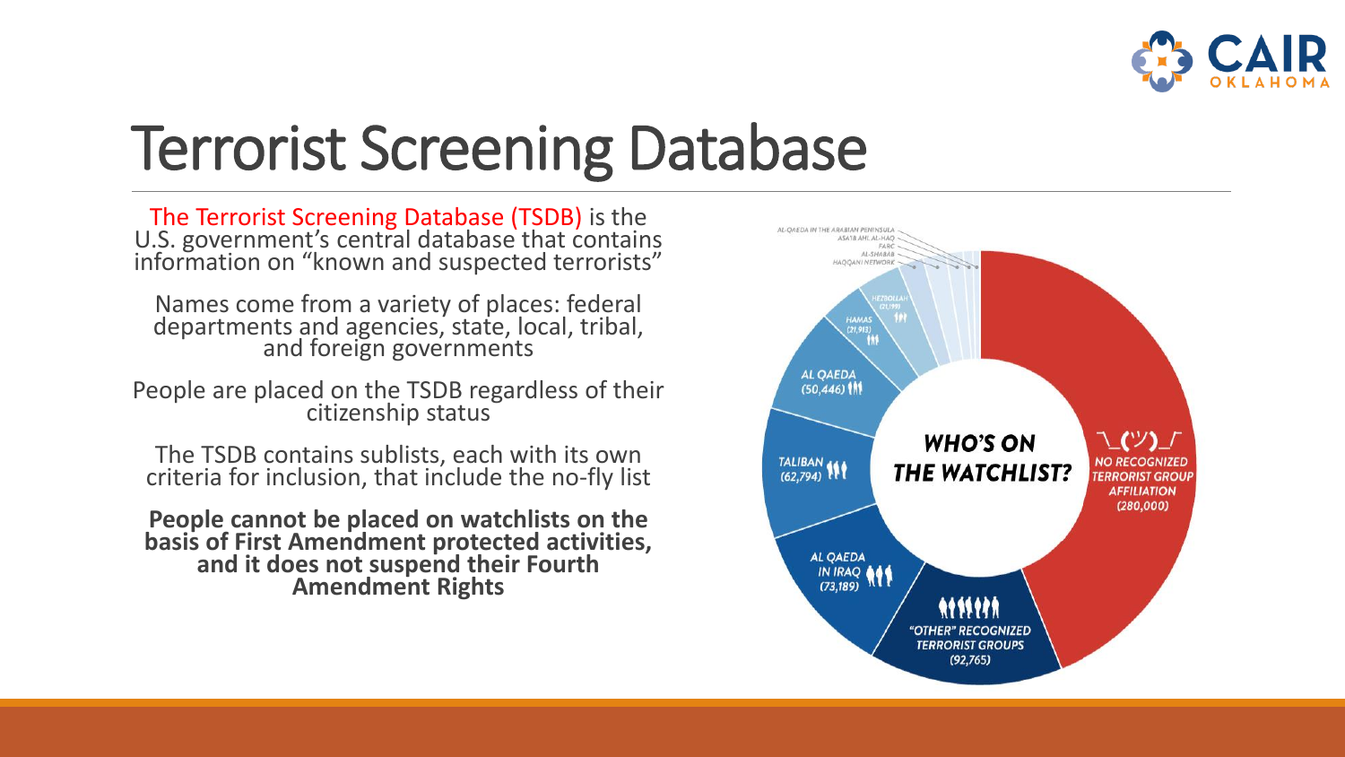# Terrorist Screening Database

The Terrorist Screening Database (TSDB) is the U.S. government's central database that contains information on "known and suspected terrorists"

Names come from a variety of places: federal departments and agencies, state, local, tribal, and foreign governments

People are placed on the TSDB regardless of their citizenship status

The TSDB contains sublists, each with its own criteria for inclusion, that include the no-fly list

**People cannot be placed on watchlists on the basis of First Amendment protected activities, and it does not suspend their Fourth Amendment Rights**

WHO'S ON THE WATCHLIST?

- ¯\_(ツ)_/¯ NO RECOGNIZED TERRORIST GROUP AFFILIATION (280,000)
- "OTHER" RECOGNIZED TERRORIST GROUPS (92,765)
- AL QAEDA IN IRAQ (73,189)
- TALIBAN (62,794)
- AL QAEDA (50,446)
- HAMAS (21,913)
- HEZBOLLAH (21,199)
- HAQQANI NETWORK
- AL-SHABAB
- FARC
- ASA'IB AHL AL-HAQ
- AL-QAEDA IN THE ARABIAN PENINSULA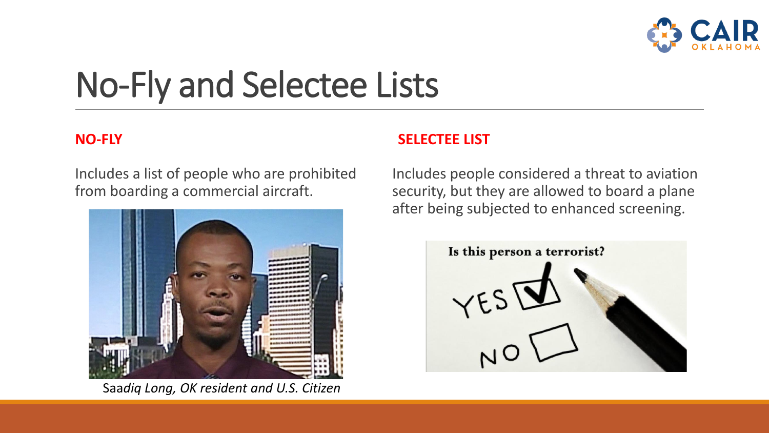# No-Fly and Selectee Lists

**NO-FLY**

Includes a list of people who are prohibited from boarding a commercial aircraft.

Saa*diq Long, OK resident and U.S. Citizen*

**SELECTEE LIST**

Includes people considered a threat to aviation security, but they are allowed to board a plane after being subjected to enhanced screening.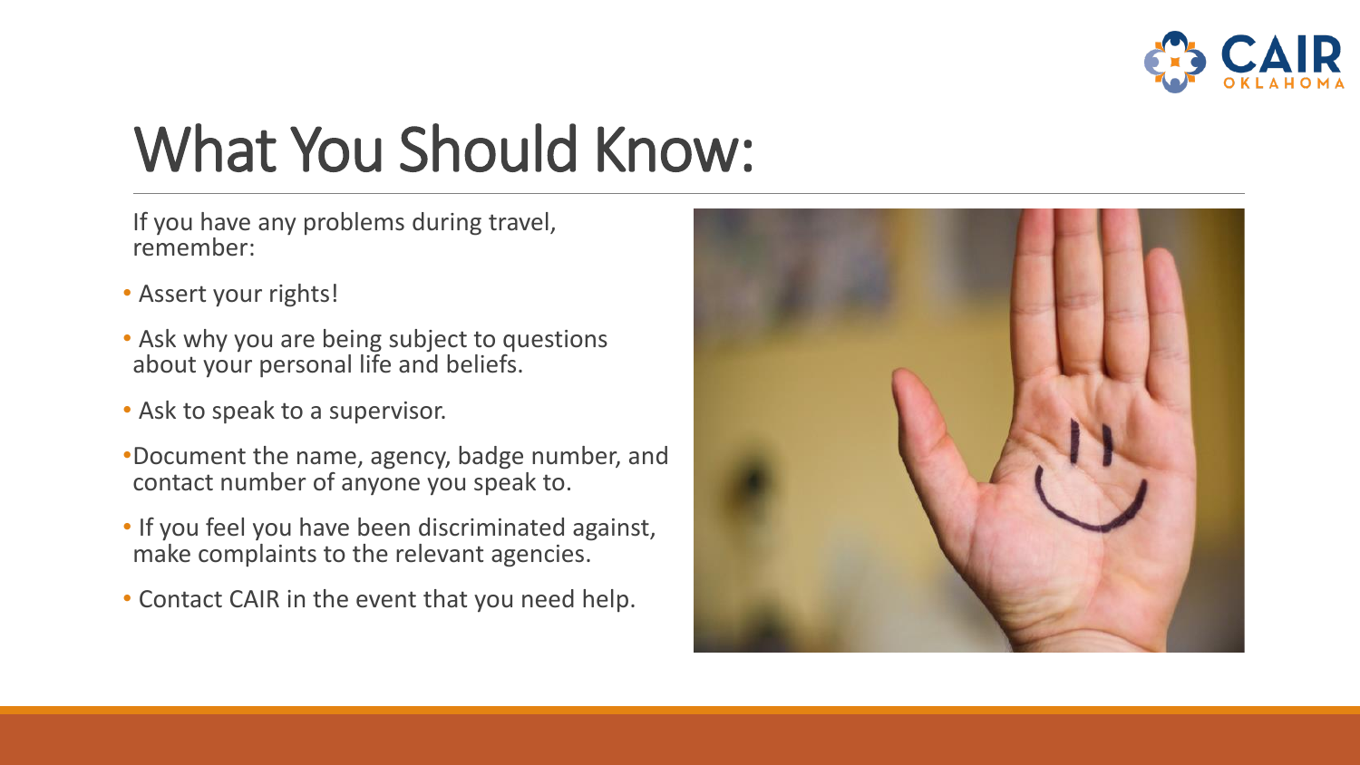# What You Should Know:

If you have any problems during travel, remember:

- Assert your rights!
- Ask why you are being subject to questions about your personal life and beliefs.
- Ask to speak to a supervisor.
- Document the name, agency, badge number, and contact number of anyone you speak to.
- If you feel you have been discriminated against, make complaints to the relevant agencies.
- Contact CAIR in the event that you need help.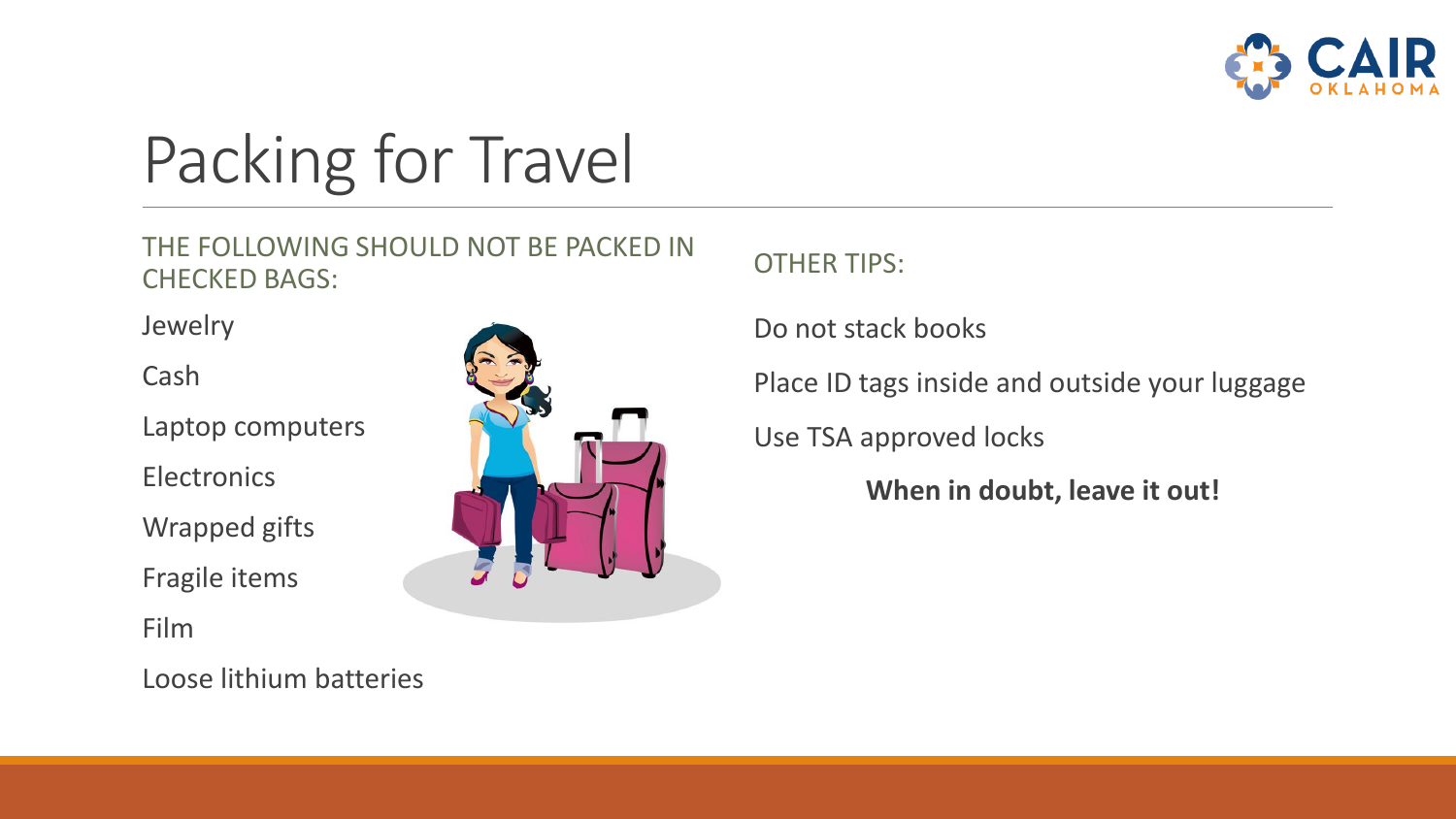# Packing for Travel

THE FOLLOWING SHOULD NOT BE PACKED IN CHECKED BAGS:

- Jewelry
- Cash
- Laptop computers
- Electronics
- Wrapped gifts
- Fragile items
- Film
- Loose lithium batteries

OTHER TIPS:

- Do not stack books
- Place ID tags inside and outside your luggage
- Use TSA approved locks

**When in doubt, leave it out!**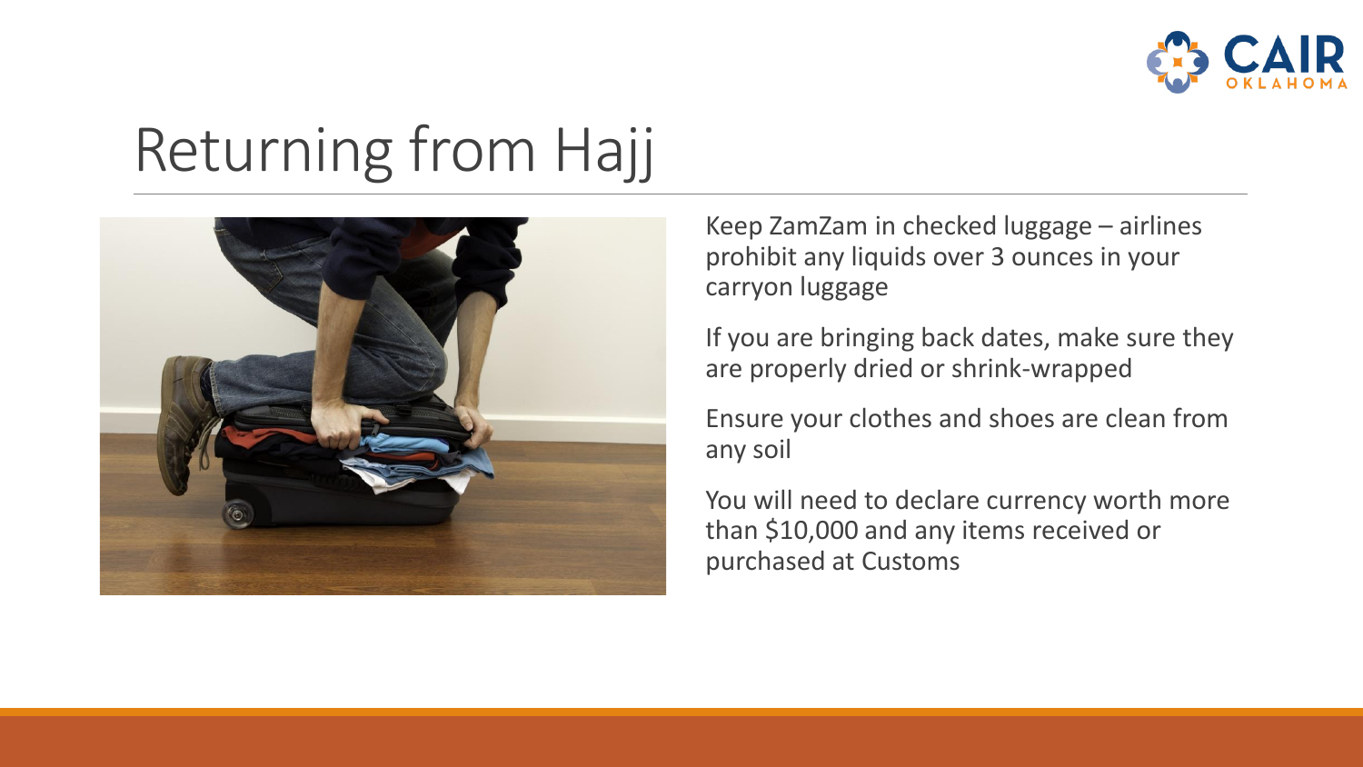# Returning from Hajj

Keep ZamZam in checked luggage – airlines prohibit any liquids over 3 ounces in your carryon luggage

If you are bringing back dates, make sure they are properly dried or shrink-wrapped

Ensure your clothes and shoes are clean from any soil

You will need to declare currency worth more than $10,000 and any items received or purchased at Customs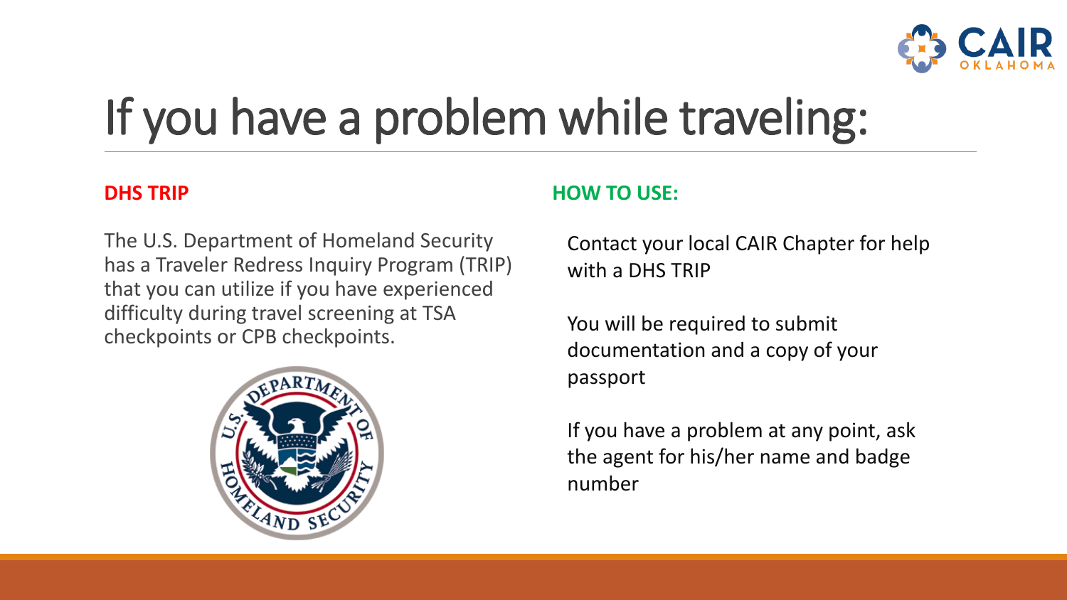# If you have a problem while traveling:

**DHS TRIP**

The U.S. Department of Homeland Security has a Traveler Redress Inquiry Program (TRIP) that you can utilize if you have experienced difficulty during travel screening at TSA checkpoints or CPB checkpoints.

**HOW TO USE:**

Contact your local CAIR Chapter for help with a DHS TRIP

You will be required to submit documentation and a copy of your passport

If you have a problem at any point, ask the agent for his/her name and badge number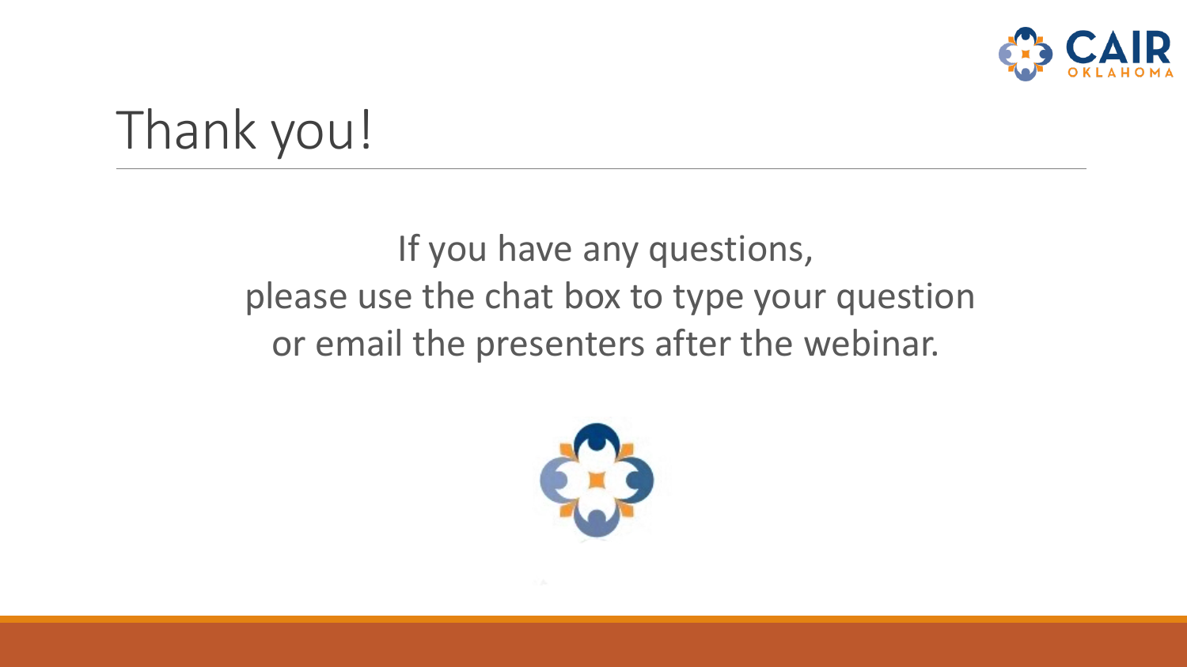# Thank you!

If you have any questions,
please use the chat box to type your question
or email the presenters after the webinar.